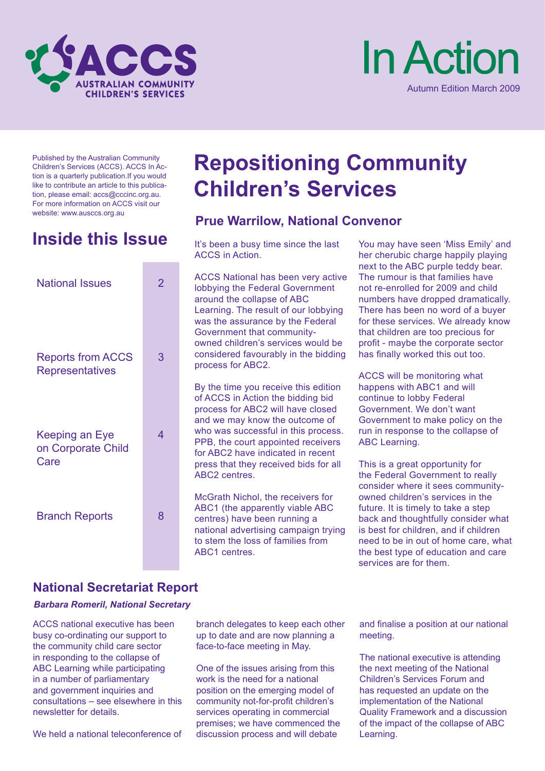# ACCS Australian Community Children's Services

# In Action

Autumn Edition March 2009

Published by the Australian Community Children's Services (ACCS). ACCS In Action is a quarterly publication.If you would like to contribute an article to this publication, please email: accs@cccinc.org.au. For more information on ACCS visit our website: www.ausccs.org.au

## Inside this Issue

| | |
|---|---|
| National Issues | 2 |
| Reports from ACCS Representatives | 3 |
| Keeping an Eye on Corporate Child Care | 4 |
| Branch Reports | 8 |

# Repositioning Community Children's Services

### Prue Warrilow, National Convenor

It's been a busy time since the last ACCS in Action.

ACCS National has been very active lobbying the Federal Government around the collapse of ABC Learning. The result of our lobbying was the assurance by the Federal Government that community-owned children's services would be considered favourably in the bidding process for ABC2.

By the time you receive this edition of ACCS in Action the bidding bid process for ABC2 will have closed and we may know the outcome of who was successful in this process. PPB, the court appointed receivers for ABC2 have indicated in recent press that they received bids for all ABC2 centres.

McGrath Nichol, the receivers for ABC1 (the apparently viable ABC centres) have been running a national advertising campaign trying to stem the loss of families from ABC1 centres.

You may have seen 'Miss Emily' and her cherubic charge happily playing next to the ABC purple teddy bear. The rumour is that families have not re-enrolled for 2009 and child numbers have dropped dramatically. There has been no word of a buyer for these services. We already know that children are too precious for profit - maybe the corporate sector has finally worked this out too.

ACCS will be monitoring what happens with ABC1 and will continue to lobby Federal Government. We don't want Government to make policy on the run in response to the collapse of ABC Learning.

This is a great opportunity for the Federal Government to really consider where it sees community-owned children's services in the future. It is timely to take a step back and thoughtfully consider what is best for children, and if children need to be in out of home care, what the best type of education and care services are for them.

## National Secretariat Report

***Barbara Romeril, National Secretary***

ACCS national executive has been busy co-ordinating our support to the community child care sector in responding to the collapse of ABC Learning while participating in a number of parliamentary and government inquiries and consultations – see elsewhere in this newsletter for details.

We held a national teleconference of branch delegates to keep each other up to date and are now planning a face-to-face meeting in May.

One of the issues arising from this work is the need for a national position on the emerging model of community not-for-profit children's services operating in commercial premises; we have commenced the discussion process and will debate and finalise a position at our national meeting.

The national executive is attending the next meeting of the National Children's Services Forum and has requested an update on the implementation of the National Quality Framework and a discussion of the impact of the collapse of ABC Learning.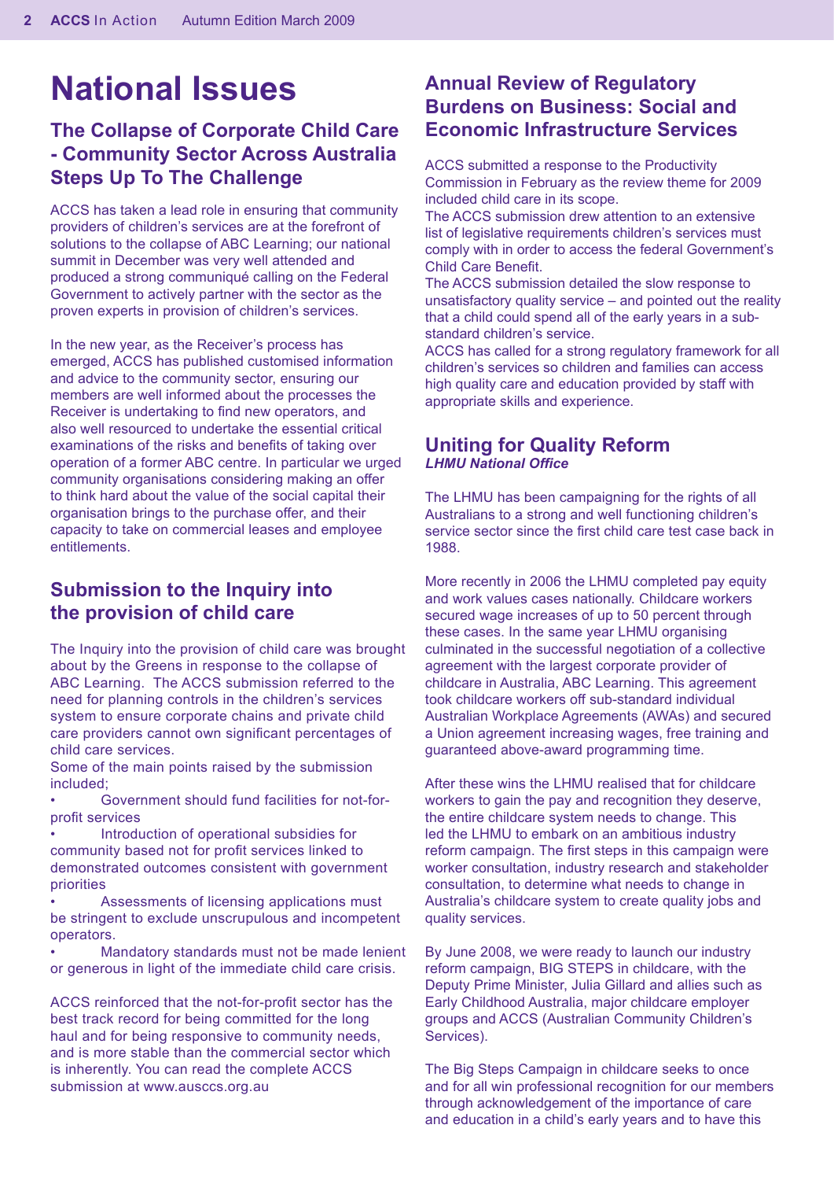# National Issues

## The Collapse of Corporate Child Care - Community Sector Across Australia Steps Up To The Challenge

ACCS has taken a lead role in ensuring that community providers of children's services are at the forefront of solutions to the collapse of ABC Learning; our national summit in December was very well attended and produced a strong communiqué calling on the Federal Government to actively partner with the sector as the proven experts in provision of children's services.

In the new year, as the Receiver's process has emerged, ACCS has published customised information and advice to the community sector, ensuring our members are well informed about the processes the Receiver is undertaking to find new operators, and also well resourced to undertake the essential critical examinations of the risks and benefits of taking over operation of a former ABC centre. In particular we urged community organisations considering making an offer to think hard about the value of the social capital their organisation brings to the purchase offer, and their capacity to take on commercial leases and employee entitlements.

## Submission to the Inquiry into the provision of child care

The Inquiry into the provision of child care was brought about by the Greens in response to the collapse of ABC Learning. The ACCS submission referred to the need for planning controls in the children's services system to ensure corporate chains and private child care providers cannot own significant percentages of child care services.

Some of the main points raised by the submission included;

- Government should fund facilities for not-for-profit services
- Introduction of operational subsidies for community based not for profit services linked to demonstrated outcomes consistent with government priorities
- Assessments of licensing applications must be stringent to exclude unscrupulous and incompetent operators.
- Mandatory standards must not be made lenient or generous in light of the immediate child care crisis.

ACCS reinforced that the not-for-profit sector has the best track record for being committed for the long haul and for being responsive to community needs, and is more stable than the commercial sector which is inherently. You can read the complete ACCS submission at www.ausccs.org.au

## Annual Review of Regulatory Burdens on Business: Social and Economic Infrastructure Services

ACCS submitted a response to the Productivity Commission in February as the review theme for 2009 included child care in its scope.

The ACCS submission drew attention to an extensive list of legislative requirements children's services must comply with in order to access the federal Government's Child Care Benefit.

The ACCS submission detailed the slow response to unsatisfactory quality service – and pointed out the reality that a child could spend all of the early years in a sub-standard children's service.

ACCS has called for a strong regulatory framework for all children's services so children and families can access high quality care and education provided by staff with appropriate skills and experience.

## Uniting for Quality Reform

***LHMU National Office***

The LHMU has been campaigning for the rights of all Australians to a strong and well functioning children's service sector since the first child care test case back in 1988.

More recently in 2006 the LHMU completed pay equity and work values cases nationally. Childcare workers secured wage increases of up to 50 percent through these cases. In the same year LHMU organising culminated in the successful negotiation of a collective agreement with the largest corporate provider of childcare in Australia, ABC Learning. This agreement took childcare workers off sub-standard individual Australian Workplace Agreements (AWAs) and secured a Union agreement increasing wages, free training and guaranteed above-award programming time.

After these wins the LHMU realised that for childcare workers to gain the pay and recognition they deserve, the entire childcare system needs to change. This led the LHMU to embark on an ambitious industry reform campaign. The first steps in this campaign were worker consultation, industry research and stakeholder consultation, to determine what needs to change in Australia's childcare system to create quality jobs and quality services.

By June 2008, we were ready to launch our industry reform campaign, BIG STEPS in childcare, with the Deputy Prime Minister, Julia Gillard and allies such as Early Childhood Australia, major childcare employer groups and ACCS (Australian Community Children's Services).

The Big Steps Campaign in childcare seeks to once and for all win professional recognition for our members through acknowledgement of the importance of care and education in a child's early years and to have this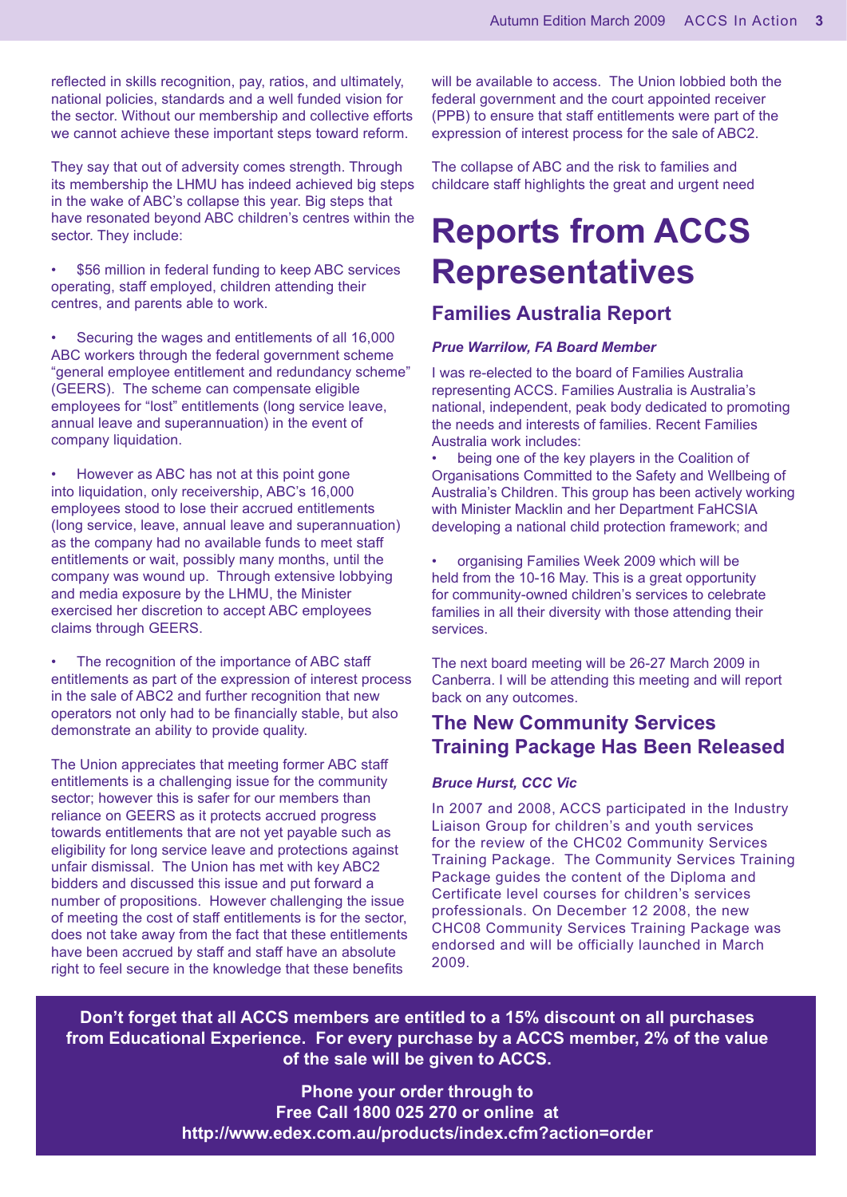reflected in skills recognition, pay, ratios, and ultimately, national policies, standards and a well funded vision for the sector. Without our membership and collective efforts we cannot achieve these important steps toward reform.

They say that out of adversity comes strength. Through its membership the LHMU has indeed achieved big steps in the wake of ABC's collapse this year. Big steps that have resonated beyond ABC children's centres within the sector. They include:

- $56 million in federal funding to keep ABC services operating, staff employed, children attending their centres, and parents able to work.

- Securing the wages and entitlements of all 16,000 ABC workers through the federal government scheme "general employee entitlement and redundancy scheme" (GEERS). The scheme can compensate eligible employees for "lost" entitlements (long service leave, annual leave and superannuation) in the event of company liquidation.

- However as ABC has not at this point gone into liquidation, only receivership, ABC's 16,000 employees stood to lose their accrued entitlements (long service, leave, annual leave and superannuation) as the company had no available funds to meet staff entitlements or wait, possibly many months, until the company was wound up. Through extensive lobbying and media exposure by the LHMU, the Minister exercised her discretion to accept ABC employees claims through GEERS.

- The recognition of the importance of ABC staff entitlements as part of the expression of interest process in the sale of ABC2 and further recognition that new operators not only had to be financially stable, but also demonstrate an ability to provide quality.

The Union appreciates that meeting former ABC staff entitlements is a challenging issue for the community sector; however this is safer for our members than reliance on GEERS as it protects accrued progress towards entitlements that are not yet payable such as eligibility for long service leave and protections against unfair dismissal. The Union has met with key ABC2 bidders and discussed this issue and put forward a number of propositions. However challenging the issue of meeting the cost of staff entitlements is for the sector, does not take away from the fact that these entitlements have been accrued by staff and staff have an absolute right to feel secure in the knowledge that these benefits will be available to access. The Union lobbied both the federal government and the court appointed receiver (PPB) to ensure that staff entitlements were part of the expression of interest process for the sale of ABC2.

The collapse of ABC and the risk to families and childcare staff highlights the great and urgent need

# Reports from ACCS Representatives

## Families Australia Report

***Prue Warrilow, FA Board Member***

I was re-elected to the board of Families Australia representing ACCS. Families Australia is Australia's national, independent, peak body dedicated to promoting the needs and interests of families. Recent Families Australia work includes:

- being one of the key players in the Coalition of Organisations Committed to the Safety and Wellbeing of Australia's Children. This group has been actively working with Minister Macklin and her Department FaHCSIA developing a national child protection framework; and

- organising Families Week 2009 which will be held from the 10-16 May. This is a great opportunity for community-owned children's services to celebrate families in all their diversity with those attending their services.

The next board meeting will be 26-27 March 2009 in Canberra. I will be attending this meeting and will report back on any outcomes.

## The New Community Services Training Package Has Been Released

***Bruce Hurst, CCC Vic***

In 2007 and 2008, ACCS participated in the Industry Liaison Group for children's and youth services for the review of the CHC02 Community Services Training Package. The Community Services Training Package guides the content of the Diploma and Certificate level courses for children's services professionals. On December 12 2008, the new CHC08 Community Services Training Package was endorsed and will be officially launched in March 2009.

**Don't forget that all ACCS members are entitled to a 15% discount on all purchases from Educational Experience. For every purchase by a ACCS member, 2% of the value of the sale will be given to ACCS.**

**Phone your order through to**
**Free Call 1800 025 270 or online at**
**http://www.edex.com.au/products/index.cfm?action=order**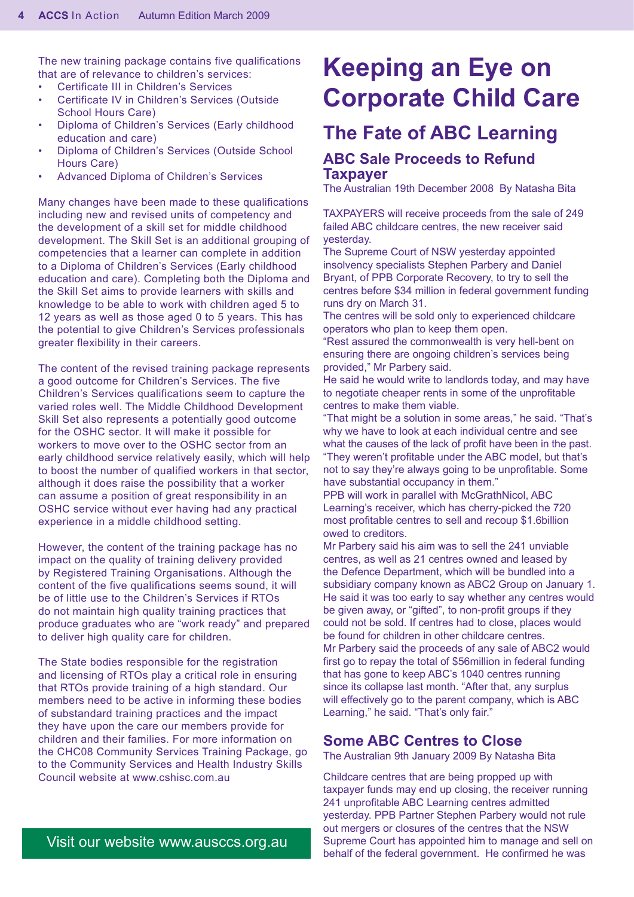The new training package contains five qualifications that are of relevance to children's services:

- Certificate III in Children's Services
- Certificate IV in Children's Services (Outside School Hours Care)
- Diploma of Children's Services (Early childhood education and care)
- Diploma of Children's Services (Outside School Hours Care)
- Advanced Diploma of Children's Services

Many changes have been made to these qualifications including new and revised units of competency and the development of a skill set for middle childhood development. The Skill Set is an additional grouping of competencies that a learner can complete in addition to a Diploma of Children's Services (Early childhood education and care). Completing both the Diploma and the Skill Set aims to provide learners with skills and knowledge to be able to work with children aged 5 to 12 years as well as those aged 0 to 5 years. This has the potential to give Children's Services professionals greater flexibility in their careers.

The content of the revised training package represents a good outcome for Children's Services. The five Children's Services qualifications seem to capture the varied roles well. The Middle Childhood Development Skill Set also represents a potentially good outcome for the OSHC sector. It will make it possible for workers to move over to the OSHC sector from an early childhood service relatively easily, which will help to boost the number of qualified workers in that sector, although it does raise the possibility that a worker can assume a position of great responsibility in an OSHC service without ever having had any practical experience in a middle childhood setting.

However, the content of the training package has no impact on the quality of training delivery provided by Registered Training Organisations. Although the content of the five qualifications seems sound, it will be of little use to the Children's Services if RTOs do not maintain high quality training practices that produce graduates who are "work ready" and prepared to deliver high quality care for children.

The State bodies responsible for the registration and licensing of RTOs play a critical role in ensuring that RTOs provide training of a high standard. Our members need to be active in informing these bodies of substandard training practices and the impact they have upon the care our members provide for children and their families. For more information on the CHC08 Community Services Training Package, go to the Community Services and Health Industry Skills Council website at www.cshisc.com.au

Visit our website www.ausccs.org.au

# Keeping an Eye on Corporate Child Care

## The Fate of ABC Learning

### ABC Sale Proceeds to Refund Taxpayer

The Australian 19th December 2008 By Natasha Bita

TAXPAYERS will receive proceeds from the sale of 249 failed ABC childcare centres, the new receiver said yesterday.

The Supreme Court of NSW yesterday appointed insolvency specialists Stephen Parbery and Daniel Bryant, of PPB Corporate Recovery, to try to sell the centres before $34 million in federal government funding runs dry on March 31.

The centres will be sold only to experienced childcare operators who plan to keep them open.

"Rest assured the commonwealth is very hell-bent on ensuring there are ongoing children's services being provided," Mr Parbery said.

He said he would write to landlords today, and may have to negotiate cheaper rents in some of the unprofitable centres to make them viable.

"That might be a solution in some areas," he said. "That's why we have to look at each individual centre and see what the causes of the lack of profit have been in the past. "They weren't profitable under the ABC model, but that's not to say they're always going to be unprofitable. Some have substantial occupancy in them."

PPB will work in parallel with McGrathNicol, ABC Learning's receiver, which has cherry-picked the 720 most profitable centres to sell and recoup $1.6billion owed to creditors.

Mr Parbery said his aim was to sell the 241 unviable centres, as well as 21 centres owned and leased by the Defence Department, which will be bundled into a subsidiary company known as ABC2 Group on January 1.

He said it was too early to say whether any centres would be given away, or "gifted", to non-profit groups if they could not be sold. If centres had to close, places would be found for children in other childcare centres.

Mr Parbery said the proceeds of any sale of ABC2 would first go to repay the total of $56million in federal funding that has gone to keep ABC's 1040 centres running since its collapse last month. "After that, any surplus will effectively go to the parent company, which is ABC Learning," he said. "That's only fair."

### Some ABC Centres to Close

The Australian 9th January 2009 By Natasha Bita

Childcare centres that are being propped up with taxpayer funds may end up closing, the receiver running 241 unprofitable ABC Learning centres admitted yesterday. PPB Partner Stephen Parbery would not rule out mergers or closures of the centres that the NSW Supreme Court has appointed him to manage and sell on behalf of the federal government. He confirmed he was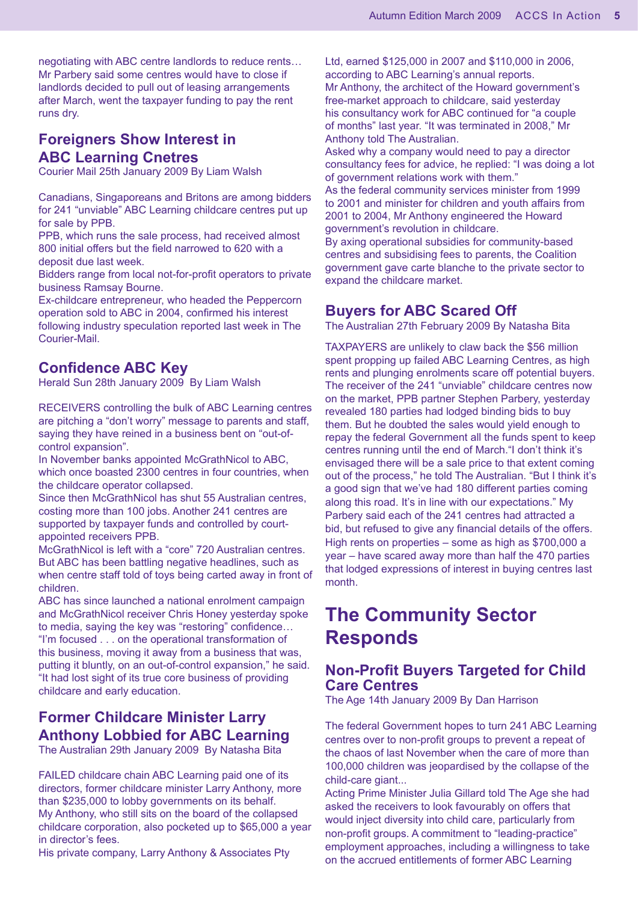negotiating with ABC centre landlords to reduce rents… Mr Parbery said some centres would have to close if landlords decided to pull out of leasing arrangements after March, went the taxpayer funding to pay the rent runs dry.

### Foreigners Show Interest in ABC Learning Cnetres

Courier Mail 25th January 2009 By Liam Walsh

Canadians, Singaporeans and Britons are among bidders for 241 "unviable" ABC Learning childcare centres put up for sale by PPB.
PPB, which runs the sale process, had received almost 800 initial offers but the field narrowed to 620 with a deposit due last week.
Bidders range from local not-for-profit operators to private business Ramsay Bourne.
Ex-childcare entrepreneur, who headed the Peppercorn operation sold to ABC in 2004, confirmed his interest following industry speculation reported last week in The Courier-Mail.

### Confidence ABC Key

Herald Sun 28th January 2009 By Liam Walsh

RECEIVERS controlling the bulk of ABC Learning centres are pitching a "don't worry" message to parents and staff, saying they have reined in a business bent on "out-of-control expansion".
In November banks appointed McGrathNicol to ABC, which once boasted 2300 centres in four countries, when the childcare operator collapsed.
Since then McGrathNicol has shut 55 Australian centres, costing more than 100 jobs. Another 241 centres are supported by taxpayer funds and controlled by court-appointed receivers PPB.
McGrathNicol is left with a "core" 720 Australian centres. But ABC has been battling negative headlines, such as when centre staff told of toys being carted away in front of children.
ABC has since launched a national enrolment campaign and McGrathNicol receiver Chris Honey yesterday spoke to media, saying the key was "restoring" confidence…
"I'm focused . . . on the operational transformation of this business, moving it away from a business that was, putting it bluntly, on an out-of-control expansion," he said. "It had lost sight of its true core business of providing childcare and early education.

### Former Childcare Minister Larry Anthony Lobbied for ABC Learning

The Australian 29th January 2009 By Natasha Bita

FAILED childcare chain ABC Learning paid one of its directors, former childcare minister Larry Anthony, more than $235,000 to lobby governments on its behalf.
My Anthony, who still sits on the board of the collapsed childcare corporation, also pocketed up to $65,000 a year in director's fees.
His private company, Larry Anthony & Associates Pty Ltd, earned $125,000 in 2007 and $110,000 in 2006, according to ABC Learning's annual reports.
Mr Anthony, the architect of the Howard government's free-market approach to childcare, said yesterday his consultancy work for ABC continued for "a couple of months" last year. "It was terminated in 2008," Mr Anthony told The Australian.
Asked why a company would need to pay a director consultancy fees for advice, he replied: "I was doing a lot of government relations work with them."
As the federal community services minister from 1999 to 2001 and minister for children and youth affairs from 2001 to 2004, Mr Anthony engineered the Howard government's revolution in childcare.
By axing operational subsidies for community-based centres and subsidising fees to parents, the Coalition government gave carte blanche to the private sector to expand the childcare market.

### Buyers for ABC Scared Off

The Australian 27th February 2009 By Natasha Bita

TAXPAYERS are unlikely to claw back the $56 million spent propping up failed ABC Learning Centres, as high rents and plunging enrolments scare off potential buyers. The receiver of the 241 "unviable" childcare centres now on the market, PPB partner Stephen Parbery, yesterday revealed 180 parties had lodged binding bids to buy them. But he doubted the sales would yield enough to repay the federal Government all the funds spent to keep centres running until the end of March."I don't think it's envisaged there will be a sale price to that extent coming out of the process," he told The Australian. "But I think it's a good sign that we've had 180 different parties coming along this road. It's in line with our expectations." My Parbery said each of the 241 centres had attracted a bid, but refused to give any financial details of the offers. High rents on properties – some as high as $700,000 a year – have scared away more than half the 470 parties that lodged expressions of interest in buying centres last month.

## The Community Sector Responds

### Non-Profit Buyers Targeted for Child Care Centres

The Age 14th January 2009 By Dan Harrison

The federal Government hopes to turn 241 ABC Learning centres over to non-profit groups to prevent a repeat of the chaos of last November when the care of more than 100,000 children was jeopardised by the collapse of the child-care giant...
Acting Prime Minister Julia Gillard told The Age she had asked the receivers to look favourably on offers that would inject diversity into child care, particularly from non-profit groups. A commitment to "leading-practice" employment approaches, including a willingness to take on the accrued entitlements of former ABC Learning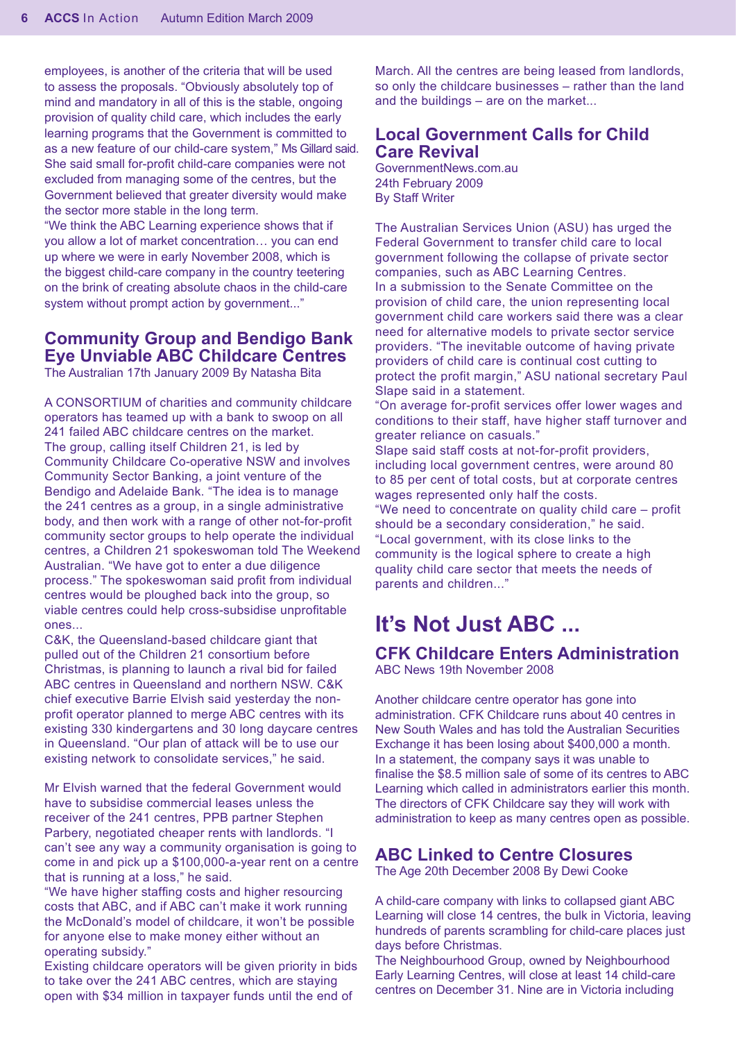employees, is another of the criteria that will be used to assess the proposals. "Obviously absolutely top of mind and mandatory in all of this is the stable, ongoing provision of quality child care, which includes the early learning programs that the Government is committed to as a new feature of our child-care system," Ms Gillard said. She said small for-profit child-care companies were not excluded from managing some of the centres, but the Government believed that greater diversity would make the sector more stable in the long term.
"We think the ABC Learning experience shows that if you allow a lot of market concentration… you can end up where we were in early November 2008, which is the biggest child-care company in the country teetering on the brink of creating absolute chaos in the child-care system without prompt action by government..."

## Community Group and Bendigo Bank Eye Unviable ABC Childcare Centres

The Australian 17th January 2009 By Natasha Bita

A CONSORTIUM of charities and community childcare operators has teamed up with a bank to swoop on all 241 failed ABC childcare centres on the market.
The group, calling itself Children 21, is led by Community Childcare Co-operative NSW and involves Community Sector Banking, a joint venture of the Bendigo and Adelaide Bank. "The idea is to manage the 241 centres as a group, in a single administrative body, and then work with a range of other not-for-profit community sector groups to help operate the individual centres, a Children 21 spokeswoman told The Weekend Australian. "We have got to enter a due diligence process." The spokeswoman said profit from individual centres would be ploughed back into the group, so viable centres could help cross-subsidise unprofitable ones...
C&K, the Queensland-based childcare giant that pulled out of the Children 21 consortium before Christmas, is planning to launch a rival bid for failed ABC centres in Queensland and northern NSW. C&K chief executive Barrie Elvish said yesterday the non-profit operator planned to merge ABC centres with its existing 330 kindergartens and 30 long daycare centres in Queensland. "Our plan of attack will be to use our existing network to consolidate services," he said.

Mr Elvish warned that the federal Government would have to subsidise commercial leases unless the receiver of the 241 centres, PPB partner Stephen Parbery, negotiated cheaper rents with landlords. "I can't see any way a community organisation is going to come in and pick up a $100,000-a-year rent on a centre that is running at a loss," he said.
"We have higher staffing costs and higher resourcing costs that ABC, and if ABC can't make it work running the McDonald's model of childcare, it won't be possible for anyone else to make money either without an operating subsidy."
Existing childcare operators will be given priority in bids to take over the 241 ABC centres, which are staying open with $34 million in taxpayer funds until the end of March. All the centres are being leased from landlords, so only the childcare businesses – rather than the land and the buildings – are on the market...

## Local Government Calls for Child Care Revival

GovernmentNews.com.au
24th February 2009
By Staff Writer

The Australian Services Union (ASU) has urged the Federal Government to transfer child care to local government following the collapse of private sector companies, such as ABC Learning Centres.
In a submission to the Senate Committee on the provision of child care, the union representing local government child care workers said there was a clear need for alternative models to private sector service providers. "The inevitable outcome of having private providers of child care is continual cost cutting to protect the profit margin," ASU national secretary Paul Slape said in a statement.
"On average for-profit services offer lower wages and conditions to their staff, have higher staff turnover and greater reliance on casuals."
Slape said staff costs at not-for-profit providers, including local government centres, were around 80 to 85 per cent of total costs, but at corporate centres wages represented only half the costs.
"We need to concentrate on quality child care – profit should be a secondary consideration," he said.
"Local government, with its close links to the community is the logical sphere to create a high quality child care sector that meets the needs of parents and children..."

# It's Not Just ABC ...

## CFK Childcare Enters Administration

ABC News 19th November 2008

Another childcare centre operator has gone into administration. CFK Childcare runs about 40 centres in New South Wales and has told the Australian Securities Exchange it has been losing about $400,000 a month.
In a statement, the company says it was unable to finalise the $8.5 million sale of some of its centres to ABC Learning which called in administrators earlier this month.
The directors of CFK Childcare say they will work with administration to keep as many centres open as possible.

## ABC Linked to Centre Closures

The Age 20th December 2008 By Dewi Cooke

A child-care company with links to collapsed giant ABC Learning will close 14 centres, the bulk in Victoria, leaving hundreds of parents scrambling for child-care places just days before Christmas.
The Neighbourhood Group, owned by Neighbourhood Early Learning Centres, will close at least 14 child-care centres on December 31. Nine are in Victoria including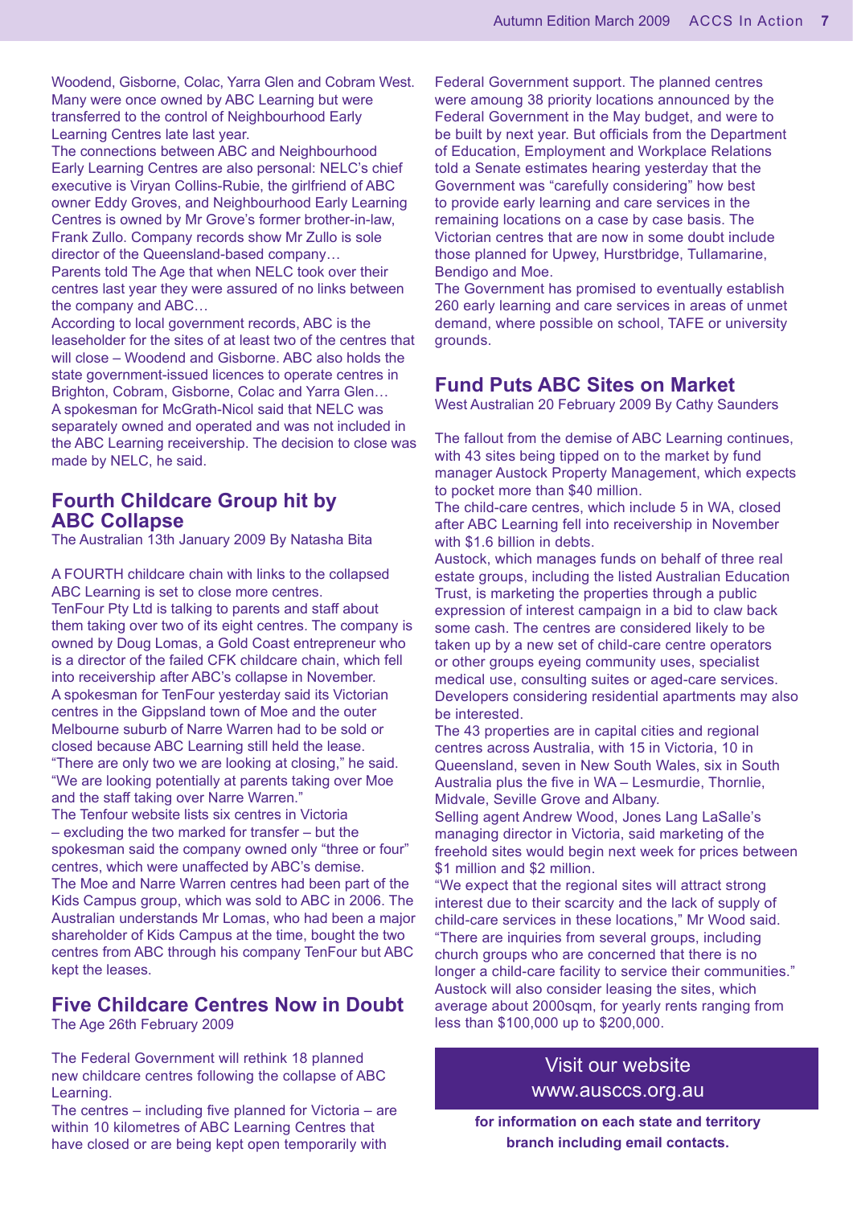Woodend, Gisborne, Colac, Yarra Glen and Cobram West. Many were once owned by ABC Learning but were transferred to the control of Neighbourhood Early Learning Centres late last year.

The connections between ABC and Neighbourhood Early Learning Centres are also personal: NELC's chief executive is Viryan Collins-Rubie, the girlfriend of ABC owner Eddy Groves, and Neighbourhood Early Learning Centres is owned by Mr Grove's former brother-in-law, Frank Zullo. Company records show Mr Zullo is sole director of the Queensland-based company…

Parents told The Age that when NELC took over their centres last year they were assured of no links between the company and ABC…

According to local government records, ABC is the leaseholder for the sites of at least two of the centres that will close – Woodend and Gisborne. ABC also holds the state government-issued licences to operate centres in Brighton, Cobram, Gisborne, Colac and Yarra Glen…

A spokesman for McGrath-Nicol said that NELC was separately owned and operated and was not included in the ABC Learning receivership. The decision to close was made by NELC, he said.

## Fourth Childcare Group hit by ABC Collapse

The Australian 13th January 2009 By Natasha Bita

A FOURTH childcare chain with links to the collapsed ABC Learning is set to close more centres.

TenFour Pty Ltd is talking to parents and staff about them taking over two of its eight centres. The company is owned by Doug Lomas, a Gold Coast entrepreneur who is a director of the failed CFK childcare chain, which fell into receivership after ABC's collapse in November.

A spokesman for TenFour yesterday said its Victorian centres in the Gippsland town of Moe and the outer Melbourne suburb of Narre Warren had to be sold or closed because ABC Learning still held the lease.

"There are only two we are looking at closing," he said. "We are looking potentially at parents taking over Moe and the staff taking over Narre Warren."

The Tenfour website lists six centres in Victoria – excluding the two marked for transfer – but the spokesman said the company owned only "three or four" centres, which were unaffected by ABC's demise.

The Moe and Narre Warren centres had been part of the Kids Campus group, which was sold to ABC in 2006. The Australian understands Mr Lomas, who had been a major shareholder of Kids Campus at the time, bought the two centres from ABC through his company TenFour but ABC kept the leases.

## Five Childcare Centres Now in Doubt

The Age 26th February 2009

The Federal Government will rethink 18 planned new childcare centres following the collapse of ABC Learning.

The centres – including five planned for Victoria – are within 10 kilometres of ABC Learning Centres that have closed or are being kept open temporarily with Federal Government support. The planned centres were amoung 38 priority locations announced by the Federal Government in the May budget, and were to be built by next year. But officials from the Department of Education, Employment and Workplace Relations told a Senate estimates hearing yesterday that the Government was "carefully considering" how best to provide early learning and care services in the remaining locations on a case by case basis. The Victorian centres that are now in some doubt include those planned for Upwey, Hurstbridge, Tullamarine, Bendigo and Moe.

The Government has promised to eventually establish 260 early learning and care services in areas of unmet demand, where possible on school, TAFE or university grounds.

## Fund Puts ABC Sites on Market

West Australian 20 February 2009 By Cathy Saunders

The fallout from the demise of ABC Learning continues, with 43 sites being tipped on to the market by fund manager Austock Property Management, which expects to pocket more than $40 million.

The child-care centres, which include 5 in WA, closed after ABC Learning fell into receivership in November with $1.6 billion in debts.

Austock, which manages funds on behalf of three real estate groups, including the listed Australian Education Trust, is marketing the properties through a public expression of interest campaign in a bid to claw back some cash. The centres are considered likely to be taken up by a new set of child-care centre operators or other groups eyeing community uses, specialist medical use, consulting suites or aged-care services. Developers considering residential apartments may also be interested.

The 43 properties are in capital cities and regional centres across Australia, with 15 in Victoria, 10 in Queensland, seven in New South Wales, six in South Australia plus the five in WA – Lesmurdie, Thornlie, Midvale, Seville Grove and Albany.

Selling agent Andrew Wood, Jones Lang LaSalle's managing director in Victoria, said marketing of the freehold sites would begin next week for prices between $1 million and $2 million.

"We expect that the regional sites will attract strong interest due to their scarcity and the lack of supply of child-care services in these locations," Mr Wood said. "There are inquiries from several groups, including church groups who are concerned that there is no longer a child-care facility to service their communities."

Austock will also consider leasing the sites, which average about 2000sqm, for yearly rents ranging from less than $100,000 up to $200,000.

Visit our website
www.ausccs.org.au

**for information on each state and territory branch including email contacts.**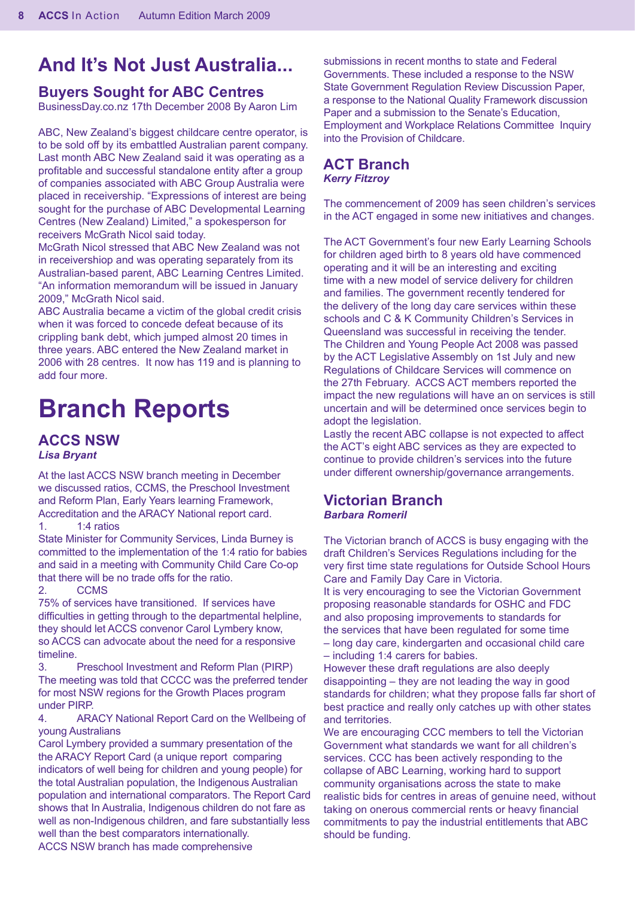# And It's Not Just Australia...

## Buyers Sought for ABC Centres

BusinessDay.co.nz 17th December 2008 By Aaron Lim

ABC, New Zealand's biggest childcare centre operator, is to be sold off by its embattled Australian parent company. Last month ABC New Zealand said it was operating as a profitable and successful standalone entity after a group of companies associated with ABC Group Australia were placed in receivership. "Expressions of interest are being sought for the purchase of ABC Developmental Learning Centres (New Zealand) Limited," a spokesperson for receivers McGrath Nicol said today.
McGrath Nicol stressed that ABC New Zealand was not in receivershiop and was operating separately from its Australian-based parent, ABC Learning Centres Limited. "An information memorandum will be issued in January 2009," McGrath Nicol said.
ABC Australia became a victim of the global credit crisis when it was forced to concede defeat because of its crippling bank debt, which jumped almost 20 times in three years. ABC entered the New Zealand market in 2006 with 28 centres. It now has 119 and is planning to add four more.

# Branch Reports

## ACCS NSW

***Lisa Bryant***

At the last ACCS NSW branch meeting in December we discussed ratios, CCMS, the Preschool Investment and Reform Plan, Early Years learning Framework, Accreditation and the ARACY National report card.

1. 1:4 ratios

State Minister for Community Services, Linda Burney is committed to the implementation of the 1:4 ratio for babies and said in a meeting with Community Child Care Co-op that there will be no trade offs for the ratio.

2. CCMS

75% of services have transitioned. If services have difficulties in getting through to the departmental helpline, they should let ACCS convenor Carol Lymbery know, so ACCS can advocate about the need for a responsive timeline.

3. Preschool Investment and Reform Plan (PIRP)

The meeting was told that CCCC was the preferred tender for most NSW regions for the Growth Places program under PIRP.

4. ARACY National Report Card on the Wellbeing of young Australians

Carol Lymbery provided a summary presentation of the the ARACY Report Card (a unique report comparing indicators of well being for children and young people) for the total Australian population, the Indigenous Australian population and international comparators. The Report Card shows that In Australia, Indigenous children do not fare as well as non-Indigenous children, and fare substantially less well than the best comparators internationally.
ACCS NSW branch has made comprehensive submissions in recent months to state and Federal Governments. These included a response to the NSW State Government Regulation Review Discussion Paper, a response to the National Quality Framework discussion Paper and a submission to the Senate's Education, Employment and Workplace Relations Committee Inquiry into the Provision of Childcare.

## ACT Branch

***Kerry Fitzroy***

The commencement of 2009 has seen children's services in the ACT engaged in some new initiatives and changes.

The ACT Government's four new Early Learning Schools for children aged birth to 8 years old have commenced operating and it will be an interesting and exciting time with a new model of service delivery for children and families. The government recently tendered for the delivery of the long day care services within these schools and C & K Community Children's Services in Queensland was successful in receiving the tender.
The Children and Young People Act 2008 was passed by the ACT Legislative Assembly on 1st July and new Regulations of Childcare Services will commence on the 27th February. ACCS ACT members reported the impact the new regulations will have an on services is still uncertain and will be determined once services begin to adopt the legislation.
Lastly the recent ABC collapse is not expected to affect the ACT's eight ABC services as they are expected to continue to provide children's services into the future under different ownership/governance arrangements.

## Victorian Branch

***Barbara Romeril***

The Victorian branch of ACCS is busy engaging with the draft Children's Services Regulations including for the very first time state regulations for Outside School Hours Care and Family Day Care in Victoria.
It is very encouraging to see the Victorian Government proposing reasonable standards for OSHC and FDC and also proposing improvements to standards for the services that have been regulated for some time – long day care, kindergarten and occasional child care – including 1:4 carers for babies.
However these draft regulations are also deeply disappointing – they are not leading the way in good standards for children; what they propose falls far short of best practice and really only catches up with other states and territories.
We are encouraging CCC members to tell the Victorian Government what standards we want for all children's services. CCC has been actively responding to the collapse of ABC Learning, working hard to support community organisations across the state to make realistic bids for centres in areas of genuine need, without taking on onerous commercial rents or heavy financial commitments to pay the industrial entitlements that ABC should be funding.